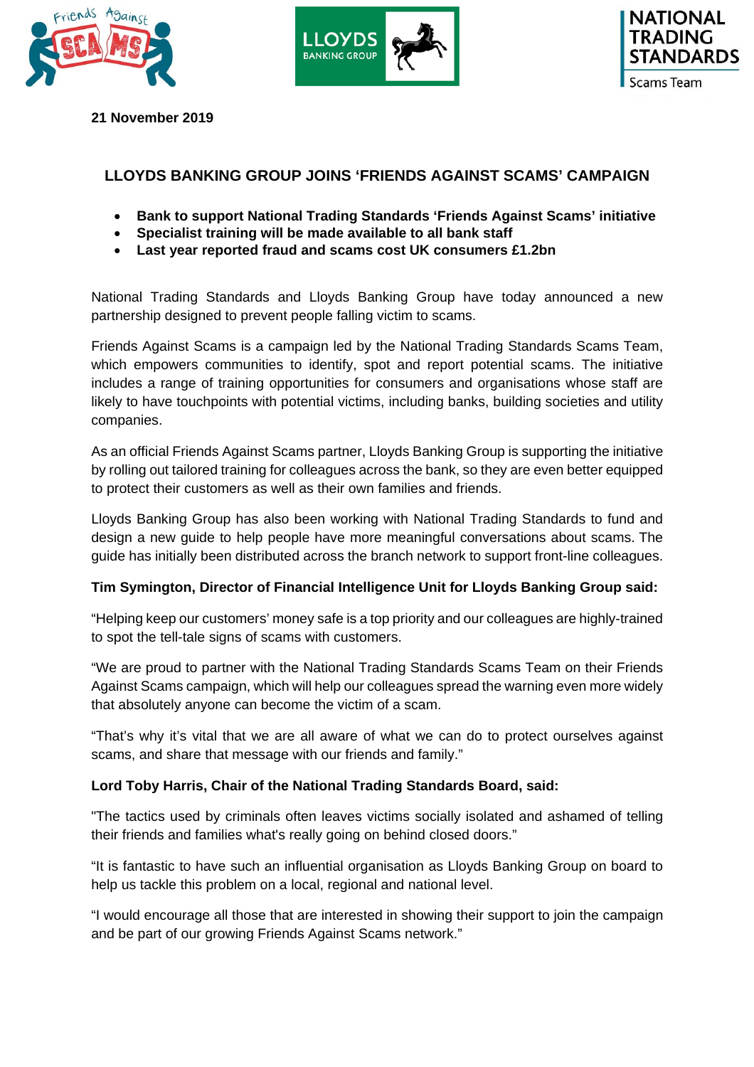**21 November 2019**

# LLOYDS BANKING GROUP JOINS 'FRIENDS AGAINST SCAMS' CAMPAIGN

- **Bank to support National Trading Standards 'Friends Against Scams' initiative**
- **Specialist training will be made available to all bank staff**
- **Last year reported fraud and scams cost UK consumers £1.2bn**

National Trading Standards and Lloyds Banking Group have today announced a new partnership designed to prevent people falling victim to scams.

Friends Against Scams is a campaign led by the National Trading Standards Scams Team, which empowers communities to identify, spot and report potential scams. The initiative includes a range of training opportunities for consumers and organisations whose staff are likely to have touchpoints with potential victims, including banks, building societies and utility companies.

As an official Friends Against Scams partner, Lloyds Banking Group is supporting the initiative by rolling out tailored training for colleagues across the bank, so they are even better equipped to protect their customers as well as their own families and friends.

Lloyds Banking Group has also been working with National Trading Standards to fund and design a new guide to help people have more meaningful conversations about scams. The guide has initially been distributed across the branch network to support front-line colleagues.

**Tim Symington, Director of Financial Intelligence Unit for Lloyds Banking Group said:**

"Helping keep our customers' money safe is a top priority and our colleagues are highly-trained to spot the tell-tale signs of scams with customers.

"We are proud to partner with the National Trading Standards Scams Team on their Friends Against Scams campaign, which will help our colleagues spread the warning even more widely that absolutely anyone can become the victim of a scam.

"That's why it's vital that we are all aware of what we can do to protect ourselves against scams, and share that message with our friends and family."

**Lord Toby Harris, Chair of the National Trading Standards Board, said:**

"The tactics used by criminals often leaves victims socially isolated and ashamed of telling their friends and families what's really going on behind closed doors."

"It is fantastic to have such an influential organisation as Lloyds Banking Group on board to help us tackle this problem on a local, regional and national level.

"I would encourage all those that are interested in showing their support to join the campaign and be part of our growing Friends Against Scams network."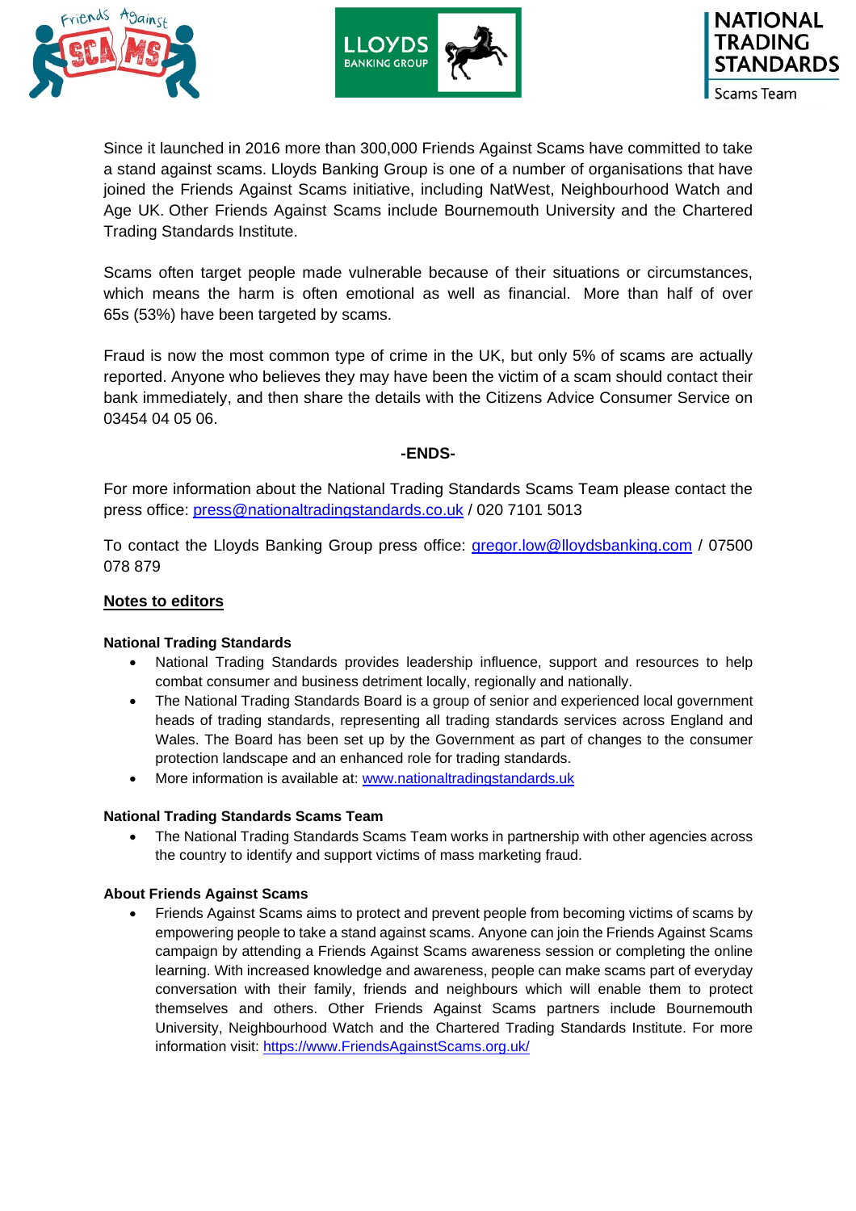Since it launched in 2016 more than 300,000 Friends Against Scams have committed to take a stand against scams. Lloyds Banking Group is one of a number of organisations that have joined the Friends Against Scams initiative, including NatWest, Neighbourhood Watch and Age UK. Other Friends Against Scams include Bournemouth University and the Chartered Trading Standards Institute.

Scams often target people made vulnerable because of their situations or circumstances, which means the harm is often emotional as well as financial. More than half of over 65s (53%) have been targeted by scams.

Fraud is now the most common type of crime in the UK, but only 5% of scams are actually reported. Anyone who believes they may have been the victim of a scam should contact their bank immediately, and then share the details with the Citizens Advice Consumer Service on 03454 04 05 06.

**-ENDS-**

For more information about the National Trading Standards Scams Team please contact the press office: press@nationaltradingstandards.co.uk / 020 7101 5013

To contact the Lloyds Banking Group press office: gregor.low@lloydsbanking.com / 07500 078 879

## Notes to editors

**National Trading Standards**

- National Trading Standards provides leadership influence, support and resources to help combat consumer and business detriment locally, regionally and nationally.
- The National Trading Standards Board is a group of senior and experienced local government heads of trading standards, representing all trading standards services across England and Wales. The Board has been set up by the Government as part of changes to the consumer protection landscape and an enhanced role for trading standards.
- More information is available at: www.nationaltradingstandards.uk

**National Trading Standards Scams Team**

- The National Trading Standards Scams Team works in partnership with other agencies across the country to identify and support victims of mass marketing fraud.

**About Friends Against Scams**

- Friends Against Scams aims to protect and prevent people from becoming victims of scams by empowering people to take a stand against scams. Anyone can join the Friends Against Scams campaign by attending a Friends Against Scams awareness session or completing the online learning. With increased knowledge and awareness, people can make scams part of everyday conversation with their family, friends and neighbours which will enable them to protect themselves and others. Other Friends Against Scams partners include Bournemouth University, Neighbourhood Watch and the Chartered Trading Standards Institute. For more information visit: https://www.FriendsAgainstScams.org.uk/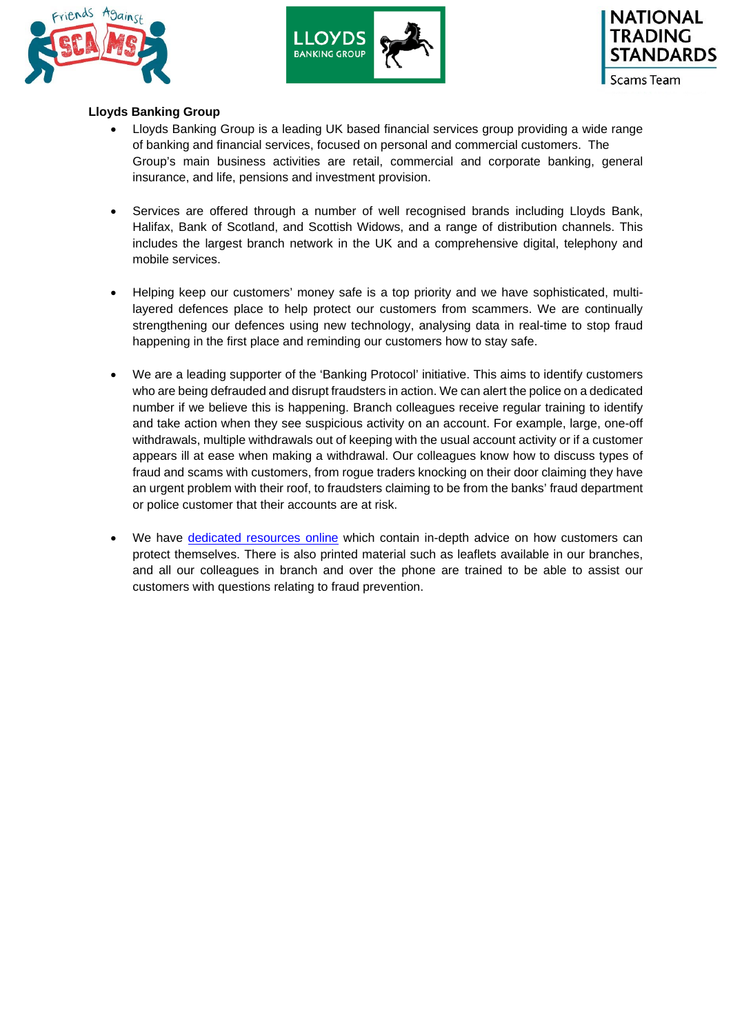**Lloyds Banking Group**

- Lloyds Banking Group is a leading UK based financial services group providing a wide range of banking and financial services, focused on personal and commercial customers. The Group's main business activities are retail, commercial and corporate banking, general insurance, and life, pensions and investment provision.

- Services are offered through a number of well recognised brands including Lloyds Bank, Halifax, Bank of Scotland, and Scottish Widows, and a range of distribution channels. This includes the largest branch network in the UK and a comprehensive digital, telephony and mobile services.

- Helping keep our customers' money safe is a top priority and we have sophisticated, multi-layered defences place to help protect our customers from scammers. We are continually strengthening our defences using new technology, analysing data in real-time to stop fraud happening in the first place and reminding our customers how to stay safe.

- We are a leading supporter of the 'Banking Protocol' initiative. This aims to identify customers who are being defrauded and disrupt fraudsters in action. We can alert the police on a dedicated number if we believe this is happening. Branch colleagues receive regular training to identify and take action when they see suspicious activity on an account. For example, large, one-off withdrawals, multiple withdrawals out of keeping with the usual account activity or if a customer appears ill at ease when making a withdrawal. Our colleagues know how to discuss types of fraud and scams with customers, from rogue traders knocking on their door claiming they have an urgent problem with their roof, to fraudsters claiming to be from the banks' fraud department or police customer that their accounts are at risk.

- We have dedicated resources online which contain in-depth advice on how customers can protect themselves. There is also printed material such as leaflets available in our branches, and all our colleagues in branch and over the phone are trained to be able to assist our customers with questions relating to fraud prevention.